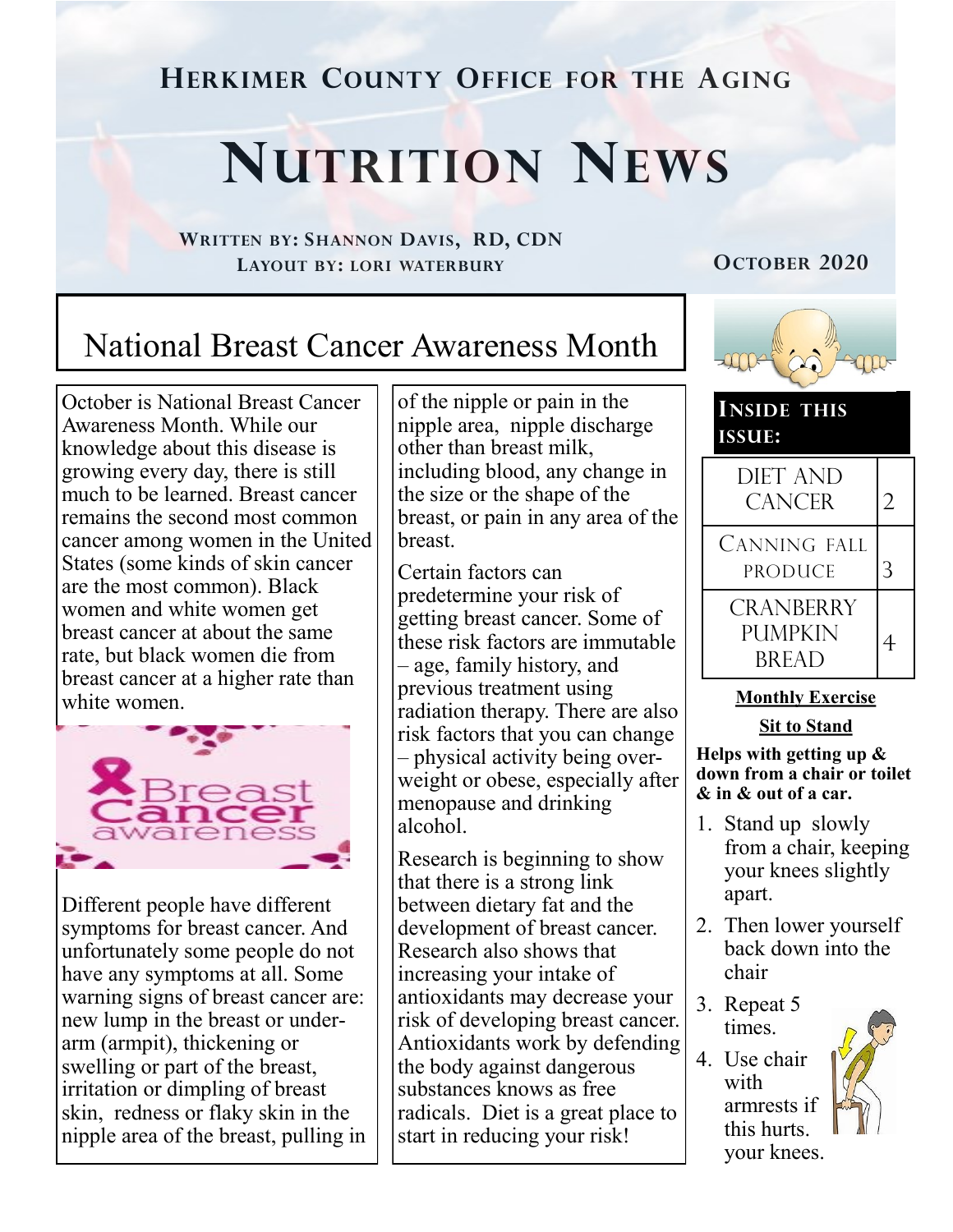# Herkimer County Office for the Aging

# Nutrition News

**Written by: Shannon Davis, RD, CDN**
**Layout by: Lori Waterbury**

**October 2020**

## National Breast Cancer Awareness Month

October is National Breast Cancer Awareness Month. While our knowledge about this disease is growing every day, there is still much to be learned. Breast cancer remains the second most common cancer among women in the United States (some kinds of skin cancer are the most common). Black women and white women get breast cancer at about the same rate, but black women die from breast cancer at a higher rate than white women.

Different people have different symptoms for breast cancer. And unfortunately some people do not have any symptoms at all. Some warning signs of breast cancer are: new lump in the breast or under-arm (armpit), thickening or swelling or part of the breast, irritation or dimpling of breast skin, redness or flaky skin in the nipple area of the breast, pulling in of the nipple or pain in the nipple area, nipple discharge other than breast milk, including blood, any change in the size or the shape of the breast, or pain in any area of the breast.

Certain factors can predetermine your risk of getting breast cancer. Some of these risk factors are immutable – age, family history, and previous treatment using radiation therapy. There are also risk factors that you can change – physical activity being over-weight or obese, especially after menopause and drinking alcohol.

Research is beginning to show that there is a strong link between dietary fat and the development of breast cancer. Research also shows that increasing your intake of antioxidants may decrease your risk of developing breast cancer. Antioxidants work by defending the body against dangerous substances knows as free radicals. Diet is a great place to start in reducing your risk!

### Inside this issue:

| | |
|---|---|
| Diet and Cancer | 2 |
| Canning Fall Produce | 3 |
| Cranberry Pumpkin Bread | 4 |

**Monthly Exercise**

**Sit to Stand**

**Helps with getting up & down from a chair or toilet & in & out of a car.**

1. Stand up slowly from a chair, keeping your knees slightly apart.
2. Then lower yourself back down into the chair
3. Repeat 5 times.
4. Use chair with armrests if this hurts. your knees.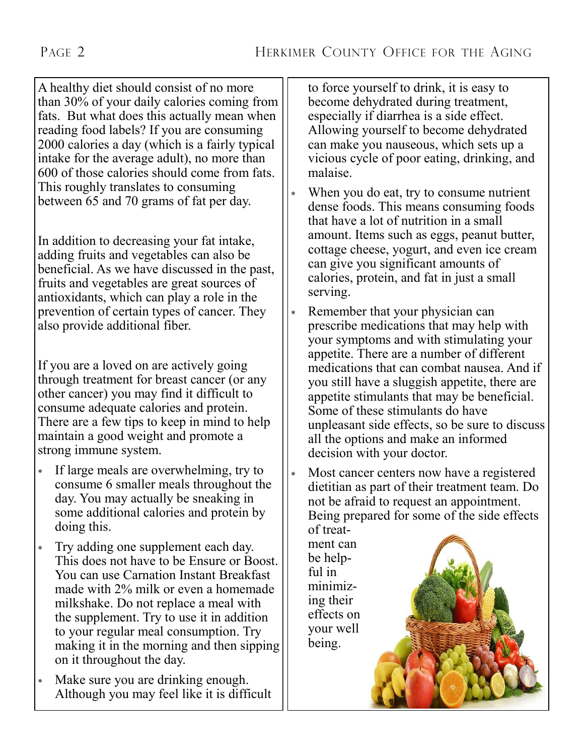A healthy diet should consist of no more than 30% of your daily calories coming from fats.  But what does this actually mean when reading food labels? If you are consuming 2000 calories a day (which is a fairly typical intake for the average adult), no more than 600 of those calories should come from fats. This roughly translates to consuming between 65 and 70 grams of fat per day.

In addition to decreasing your fat intake, adding fruits and vegetables can also be beneficial. As we have discussed in the past, fruits and vegetables are great sources of antioxidants, which can play a role in the prevention of certain types of cancer. They also provide additional fiber.

If you are a loved on are actively going through treatment for breast cancer (or any other cancer) you may find it difficult to consume adequate calories and protein. There are a few tips to keep in mind to help maintain a good weight and promote a strong immune system.

- If large meals are overwhelming, try to consume 6 smaller meals throughout the day. You may actually be sneaking in some additional calories and protein by doing this.
- Try adding one supplement each day. This does not have to be Ensure or Boost. You can use Carnation Instant Breakfast made with 2% milk or even a homemade milkshake. Do not replace a meal with the supplement. Try to use it in addition to your regular meal consumption. Try making it in the morning and then sipping on it throughout the day.
- Make sure you are drinking enough. Although you may feel like it is difficult to force yourself to drink, it is easy to become dehydrated during treatment, especially if diarrhea is a side effect. Allowing yourself to become dehydrated can make you nauseous, which sets up a vicious cycle of poor eating, drinking, and malaise.
- When you do eat, try to consume nutrient dense foods. This means consuming foods that have a lot of nutrition in a small amount. Items such as eggs, peanut butter, cottage cheese, yogurt, and even ice cream can give you significant amounts of calories, protein, and fat in just a small serving.
- Remember that your physician can prescribe medications that may help with your symptoms and with stimulating your appetite. There are a number of different medications that can combat nausea. And if you still have a sluggish appetite, there are appetite stimulants that may be beneficial. Some of these stimulants do have unpleasant side effects, so be sure to discuss all the options and make an informed decision with your doctor.
- Most cancer centers now have a registered dietitian as part of their treatment team. Do not be afraid to request an appointment. Being prepared for some of the side effects of treatment can be helpful in minimizing their effects on your well being.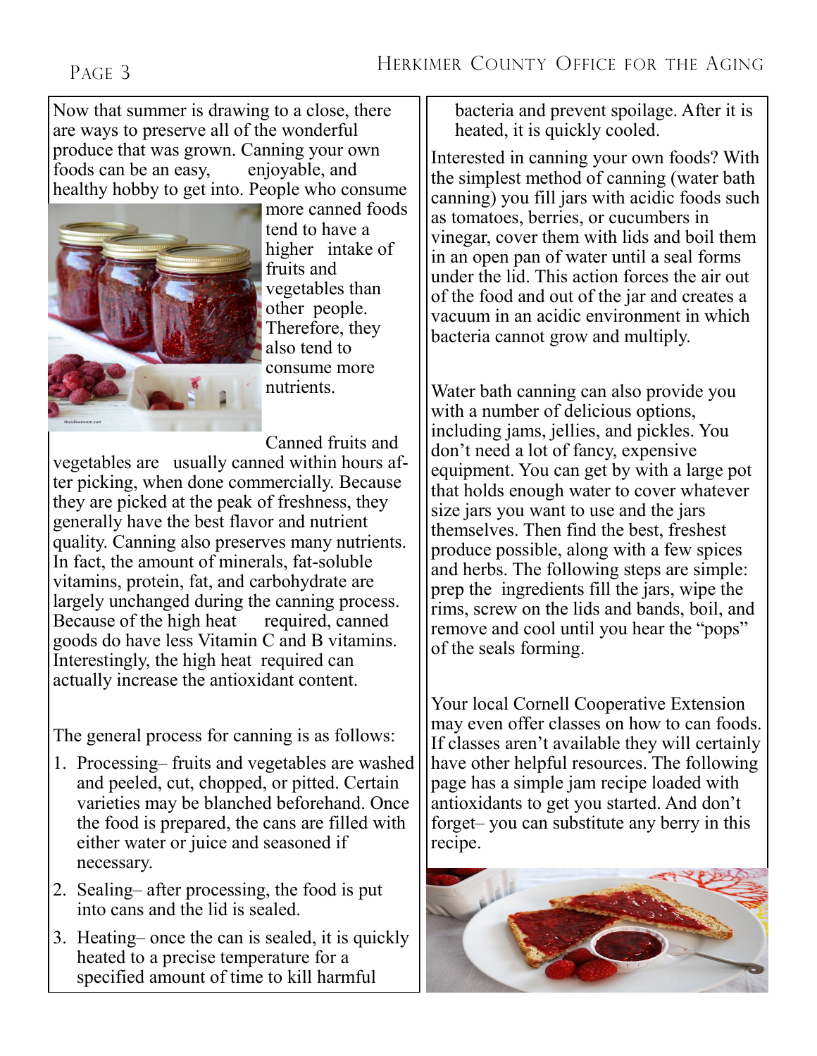Now that summer is drawing to a close, there are ways to preserve all of the wonderful produce that was grown. Canning your own foods can be an easy, enjoyable, and healthy hobby to get into. People who consume more canned foods tend to have a higher intake of fruits and vegetables than other people. Therefore, they also tend to consume more nutrients.

Canned fruits and vegetables are usually canned within hours after picking, when done commercially. Because they are picked at the peak of freshness, they generally have the best flavor and nutrient quality. Canning also preserves many nutrients. In fact, the amount of minerals, fat-soluble vitamins, protein, fat, and carbohydrate are largely unchanged during the canning process. Because of the high heat required, canned goods do have less Vitamin C and B vitamins. Interestingly, the high heat required can actually increase the antioxidant content.

The general process for canning is as follows:

1. Processing– fruits and vegetables are washed and peeled, cut, chopped, or pitted. Certain varieties may be blanched beforehand. Once the food is prepared, the cans are filled with either water or juice and seasoned if necessary.
2. Sealing– after processing, the food is put into cans and the lid is sealed.
3. Heating– once the can is sealed, it is quickly heated to a precise temperature for a specified amount of time to kill harmful bacteria and prevent spoilage. After it is heated, it is quickly cooled.

Interested in canning your own foods? With the simplest method of canning (water bath canning) you fill jars with acidic foods such as tomatoes, berries, or cucumbers in vinegar, cover them with lids and boil them in an open pan of water until a seal forms under the lid. This action forces the air out of the food and out of the jar and creates a vacuum in an acidic environment in which bacteria cannot grow and multiply.

Water bath canning can also provide you with a number of delicious options, including jams, jellies, and pickles. You don't need a lot of fancy, expensive equipment. You can get by with a large pot that holds enough water to cover whatever size jars you want to use and the jars themselves. Then find the best, freshest produce possible, along with a few spices and herbs. The following steps are simple: prep the ingredients fill the jars, wipe the rims, screw on the lids and bands, boil, and remove and cool until you hear the "pops" of the seals forming.

Your local Cornell Cooperative Extension may even offer classes on how to can foods. If classes aren't available they will certainly have other helpful resources. The following page has a simple jam recipe loaded with antioxidants to get you started. And don't forget– you can substitute any berry in this recipe.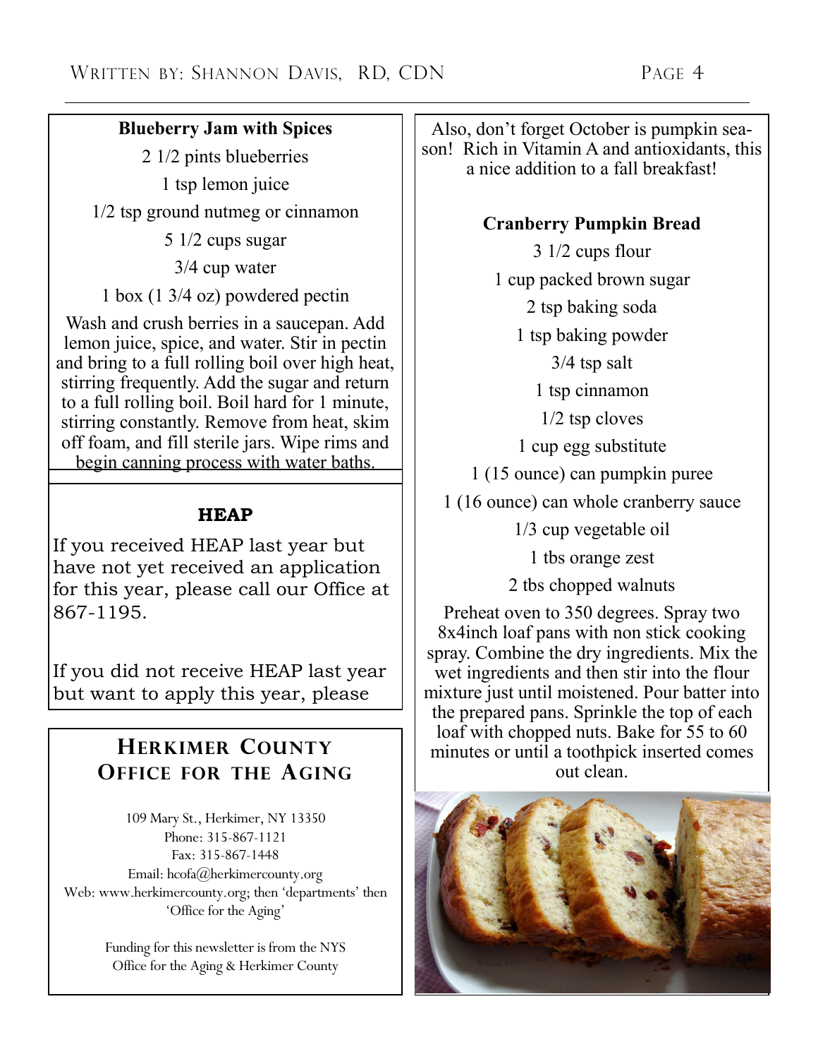### Blueberry Jam with Spices

2 1/2 pints blueberries

1 tsp lemon juice

1/2 tsp ground nutmeg or cinnamon

5 1/2 cups sugar

3/4 cup water

1 box (1 3/4 oz) powdered pectin

Wash and crush berries in a saucepan. Add lemon juice, spice, and water. Stir in pectin and bring to a full rolling boil over high heat, stirring frequently. Add the sugar and return to a full rolling boil. Boil hard for 1 minute, stirring constantly. Remove from heat, skim off foam, and fill sterile jars. Wipe rims and begin canning process with water baths.

### HEAP

If you received HEAP last year but have not yet received an application for this year, please call our Office at 867-1195.

If you did not receive HEAP last year but want to apply this year, please

## Herkimer County Office for the Aging

109 Mary St., Herkimer, NY 13350
Phone: 315-867-1121
Fax: 315-867-1448
Email: hcofa@herkimercounty.org
Web: www.herkimercounty.org; then 'departments' then 'Office for the Aging'

Funding for this newsletter is from the NYS Office for the Aging & Herkimer County

Also, don't forget October is pumpkin season! Rich in Vitamin A and antioxidants, this a nice addition to a fall breakfast!

### Cranberry Pumpkin Bread

3 1/2 cups flour

1 cup packed brown sugar

2 tsp baking soda

1 tsp baking powder

3/4 tsp salt

1 tsp cinnamon

1/2 tsp cloves

1 cup egg substitute

1 (15 ounce) can pumpkin puree

1 (16 ounce) can whole cranberry sauce

1/3 cup vegetable oil

1 tbs orange zest

2 tbs chopped walnuts

Preheat oven to 350 degrees. Spray two 8x4inch loaf pans with non stick cooking spray. Combine the dry ingredients. Mix the wet ingredients and then stir into the flour mixture just until moistened. Pour batter into the prepared pans. Sprinkle the top of each loaf with chopped nuts. Bake for 55 to 60 minutes or until a toothpick inserted comes out clean.